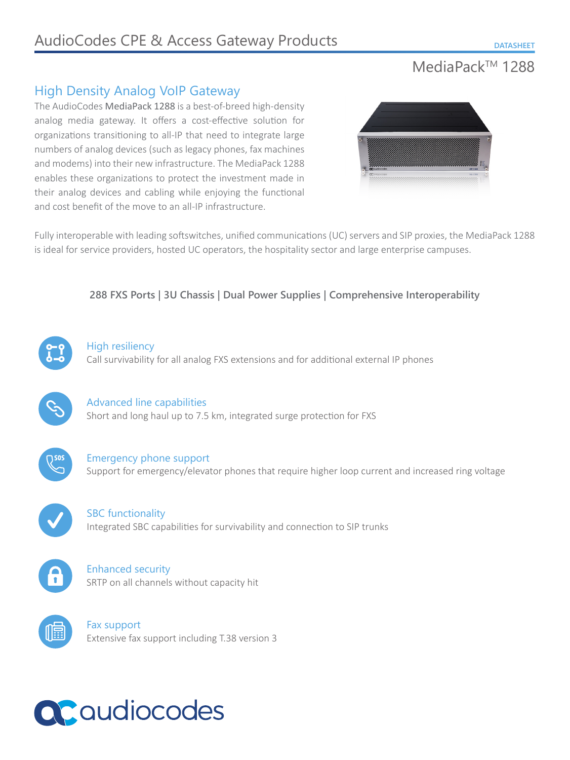# AudioCodes CPE & Access Gateway Products

DATASHEET

## MediaPack™ 1288

## High Density Analog VoIP Gateway

The AudioCodes **MediaPack 1288** is a best-of-breed high-density analog media gateway. It offers a cost-effective solution for organizations transitioning to all-IP that need to integrate large numbers of analog devices (such as legacy phones, fax machines and modems) into their new infrastructure. The MediaPack 1288 enables these organizations to protect the investment made in their analog devices and cabling while enjoying the functional and cost benefit of the move to an all-IP infrastructure.

Fully interoperable with leading softswitches, unified communications (UC) servers and SIP proxies, the MediaPack 1288 is ideal for service providers, hosted UC operators, the hospitality sector and large enterprise campuses.

**288 FXS Ports | 3U Chassis | Dual Power Supplies | Comprehensive Interoperability**

### High resiliency

Call survivability for all analog FXS extensions and for additional external IP phones

### Advanced line capabilities

Short and long haul up to 7.5 km, integrated surge protection for FXS

### Emergency phone support

Support for emergency/elevator phones that require higher loop current and increased ring voltage

### SBC functionality

Integrated SBC capabilities for survivability and connection to SIP trunks

### Enhanced security

SRTP on all channels without capacity hit

### Fax support

Extensive fax support including T.38 version 3

audiocodes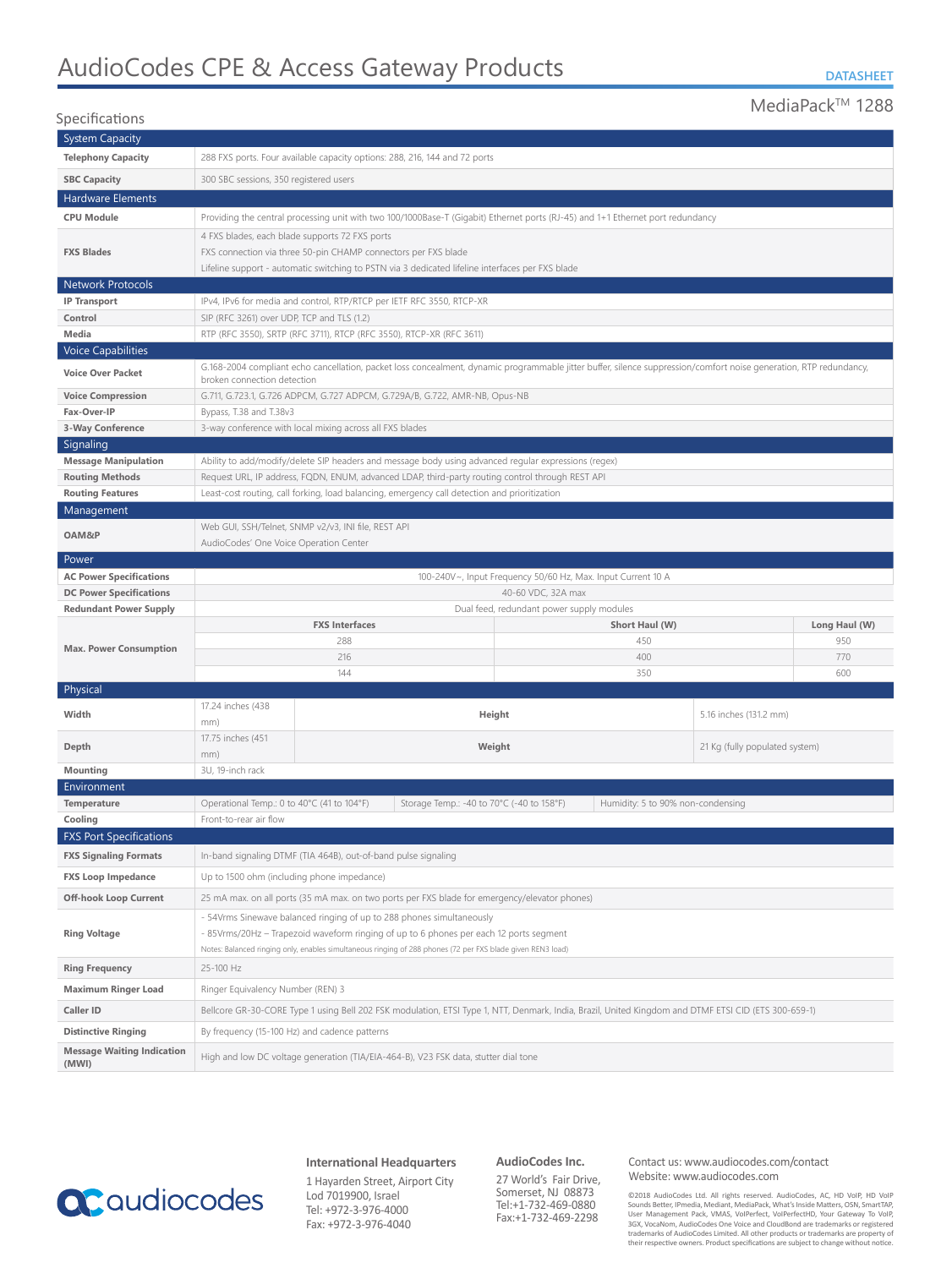# AudioCodes CPE & Access Gateway Products

DATASHEET

MediaPack™ 1288

## Specifications

| | |
|---|---|
| **System Capacity** | |
| **Telephony Capacity** | 288 FXS ports. Four available capacity options: 288, 216, 144 and 72 ports |
| **SBC Capacity** | 300 SBC sessions, 350 registered users |
| **Hardware Elements** | |
| **CPU Module** | Providing the central processing unit with two 100/1000Base-T (Gigabit) Ethernet ports (RJ-45) and 1+1 Ethernet port redundancy |
| **FXS Blades** | 4 FXS blades, each blade supports 72 FXS ports<br>FXS connection via three 50-pin CHAMP connectors per FXS blade<br>Lifeline support - automatic switching to PSTN via 3 dedicated lifeline interfaces per FXS blade |
| **Network Protocols** | |
| **IP Transport** | IPv4, IPv6 for media and control, RTP/RTCP per IETF RFC 3550, RTCP-XR |
| **Control** | SIP (RFC 3261) over UDP, TCP and TLS (1.2) |
| **Media** | RTP (RFC 3550), SRTP (RFC 3711), RTCP (RFC 3550), RTCP-XR (RFC 3611) |
| **Voice Capabilities** | |
| **Voice Over Packet** | G.168-2004 compliant echo cancellation, packet loss concealment, dynamic programmable jitter buffer, silence suppression/comfort noise generation, RTP redundancy, broken connection detection |
| **Voice Compression** | G.711, G.723.1, G.726 ADPCM, G.727 ADPCM, G.729A/B, G.722, AMR-NB, Opus-NB |
| **Fax-Over-IP** | Bypass, T.38 and T.38v3 |
| **3-Way Conference** | 3-way conference with local mixing across all FXS blades |
| **Signaling** | |
| **Message Manipulation** | Ability to add/modify/delete SIP headers and message body using advanced regular expressions (regex) |
| **Routing Methods** | Request URL, IP address, FQDN, ENUM, advanced LDAP, third-party routing control through REST API |
| **Routing Features** | Least-cost routing, call forking, load balancing, emergency call detection and prioritization |
| **Management** | |
| **OAM&P** | Web GUI, SSH/Telnet, SNMP v2/v3, INI file, REST API<br>AudioCodes' One Voice Operation Center |

| | | | |
|---|---|---|---|
| **Power** | | | |
| **AC Power Specifications** | 100-240V~, Input Frequency 50/60 Hz, Max. Input Current 10 A | | |
| **DC Power Specifications** | 40-60 VDC, 32A max | | |
| **Redundant Power Supply** | Dual feed, redundant power supply modules | | |
| **Max. Power Consumption** | **FXS Interfaces** | **Short Haul (W)** | **Long Haul (W)** |
| | 288 | 450 | 950 |
| | 216 | 400 | 770 |
| | 144 | 350 | 600 |

| | | | |
|---|---|---|---|
| **Physical** | | | |
| **Width** | 17.24 inches (438 mm) | **Height** | 5.16 inches (131.2 mm) |
| **Depth** | 17.75 inches (451 mm) | **Weight** | 21 Kg (fully populated system) |
| **Mounting** | 3U, 19-inch rack | | |

| | | | |
|---|---|---|---|
| **Environment** | | | |
| **Temperature** | Operational Temp.: 0 to 40°C (41 to 104°F) | Storage Temp.: -40 to 70°C (-40 to 158°F) | Humidity: 5 to 90% non-condensing |
| **Cooling** | Front-to-rear air flow | | |

| | |
|---|---|
| **FXS Port Specifications** | |
| **FXS Signaling Formats** | In-band signaling DTMF (TIA 464B), out-of-band pulse signaling |
| **FXS Loop Impedance** | Up to 1500 ohm (including phone impedance) |
| **Off-hook Loop Current** | 25 mA max. on all ports (35 mA max. on two ports per FXS blade for emergency/elevator phones) |
| **Ring Voltage** | - 54Vrms Sinewave balanced ringing of up to 288 phones simultaneously<br>- 85Vrms/20Hz – Trapezoid waveform ringing of up to 6 phones per each 12 ports segment<br>Notes: Balanced ringing only, enables simultaneous ringing of 288 phones (72 per FXS blade given REN3 load) |
| **Ring Frequency** | 25-100 Hz |
| **Maximum Ringer Load** | Ringer Equivalency Number (REN) 3 |
| **Caller ID** | Bellcore GR-30-CORE Type 1 using Bell 202 FSK modulation, ETSI Type 1, NTT, Denmark, India, Brazil, United Kingdom and DTMF ETSI CID (ETS 300-659-1) |
| **Distinctive Ringing** | By frequency (15-100 Hz) and cadence patterns |
| **Message Waiting Indication (MWI)** | High and low DC voltage generation (TIA/EIA-464-B), V23 FSK data, stutter dial tone |

audiocodes

**International Headquarters**
1 Hayarden Street, Airport City
Lod 7019900, Israel
Tel: +972-3-976-4000
Fax: +972-3-976-4040

**AudioCodes Inc.**
27 World's Fair Drive,
Somerset, NJ 08873
Tel:+1-732-469-0880
Fax:+1-732-469-2298

Contact us: www.audiocodes.com/contact
Website: www.audiocodes.com

©2018 AudioCodes Ltd. All rights reserved. AudioCodes, AC, HD VoIP, HD VoIP Sounds Better, IPmedia, Mediant, MediaPack, What's Inside Matters, OSN, SmartTAP, User Management Pack, VMAS, VoIPerfect, VoIPerfectHD, Your Gateway To VoIP, 3GX, VocaNom, AudioCodes One Voice and CloudBond are trademarks or registered trademarks of AudioCodes Limited. All other products or trademarks are property of their respective owners. Product specifications are subject to change without notice.